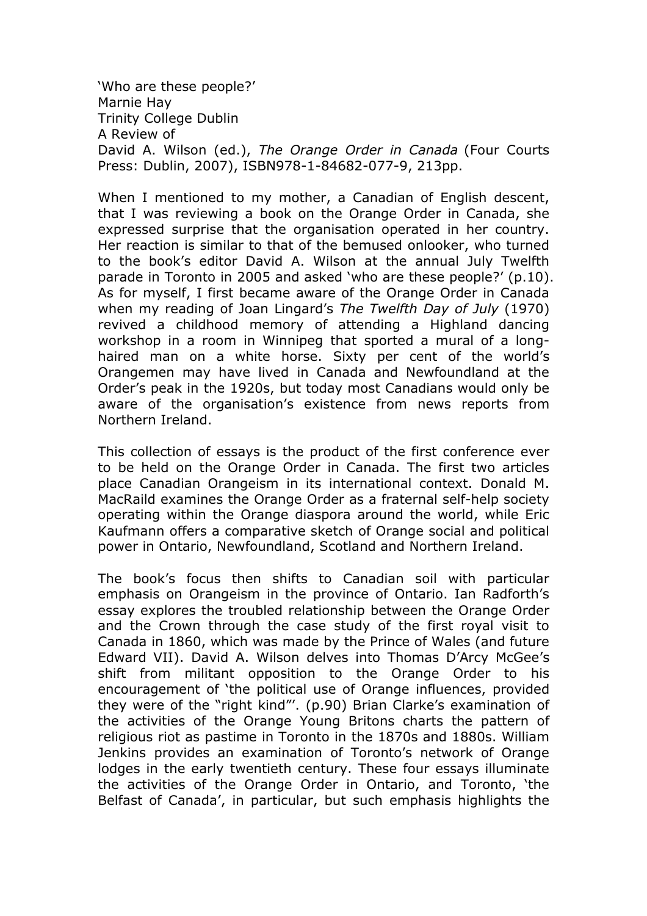'Who are these people?'
Marnie Hay
Trinity College Dublin
A Review of
David A. Wilson (ed.), *The Orange Order in Canada* (Four Courts Press: Dublin, 2007), ISBN978-1-84682-077-9, 213pp.

When I mentioned to my mother, a Canadian of English descent, that I was reviewing a book on the Orange Order in Canada, she expressed surprise that the organisation operated in her country. Her reaction is similar to that of the bemused onlooker, who turned to the book's editor David A. Wilson at the annual July Twelfth parade in Toronto in 2005 and asked 'who are these people?' (p.10). As for myself, I first became aware of the Orange Order in Canada when my reading of Joan Lingard's *The Twelfth Day of July* (1970) revived a childhood memory of attending a Highland dancing workshop in a room in Winnipeg that sported a mural of a long-haired man on a white horse. Sixty per cent of the world's Orangemen may have lived in Canada and Newfoundland at the Order's peak in the 1920s, but today most Canadians would only be aware of the organisation's existence from news reports from Northern Ireland.

This collection of essays is the product of the first conference ever to be held on the Orange Order in Canada. The first two articles place Canadian Orangeism in its international context. Donald M. MacRaild examines the Orange Order as a fraternal self-help society operating within the Orange diaspora around the world, while Eric Kaufmann offers a comparative sketch of Orange social and political power in Ontario, Newfoundland, Scotland and Northern Ireland.

The book's focus then shifts to Canadian soil with particular emphasis on Orangeism in the province of Ontario. Ian Radforth's essay explores the troubled relationship between the Orange Order and the Crown through the case study of the first royal visit to Canada in 1860, which was made by the Prince of Wales (and future Edward VII). David A. Wilson delves into Thomas D'Arcy McGee's shift from militant opposition to the Orange Order to his encouragement of 'the political use of Orange influences, provided they were of the "right kind"'. (p.90) Brian Clarke's examination of the activities of the Orange Young Britons charts the pattern of religious riot as pastime in Toronto in the 1870s and 1880s. William Jenkins provides an examination of Toronto's network of Orange lodges in the early twentieth century. These four essays illuminate the activities of the Orange Order in Ontario, and Toronto, 'the Belfast of Canada', in particular, but such emphasis highlights the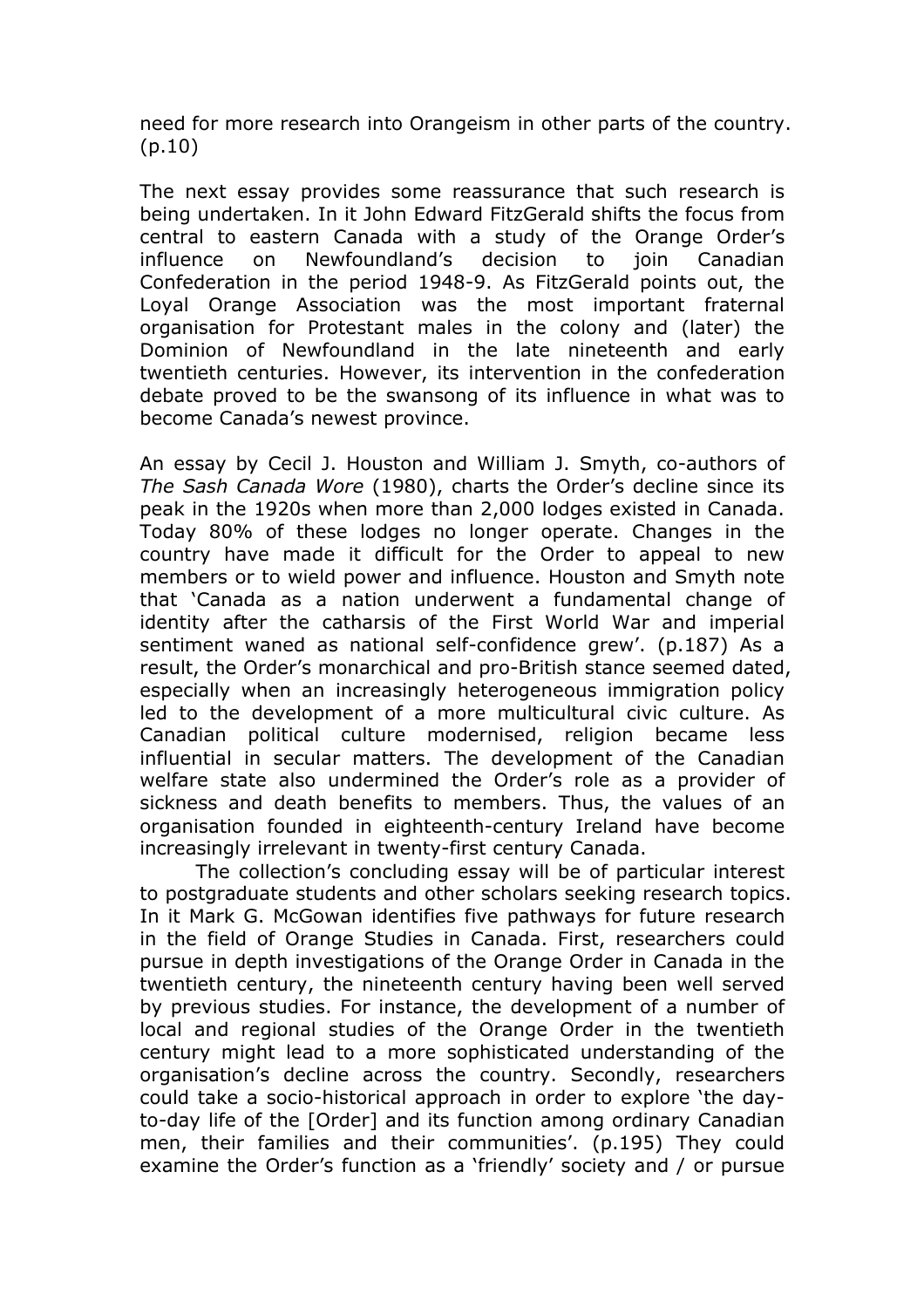need for more research into Orangeism in other parts of the country. (p.10)

The next essay provides some reassurance that such research is being undertaken. In it John Edward FitzGerald shifts the focus from central to eastern Canada with a study of the Orange Order's influence on Newfoundland's decision to join Canadian Confederation in the period 1948-9. As FitzGerald points out, the Loyal Orange Association was the most important fraternal organisation for Protestant males in the colony and (later) the Dominion of Newfoundland in the late nineteenth and early twentieth centuries. However, its intervention in the confederation debate proved to be the swansong of its influence in what was to become Canada's newest province.

An essay by Cecil J. Houston and William J. Smyth, co-authors of *The Sash Canada Wore* (1980), charts the Order's decline since its peak in the 1920s when more than 2,000 lodges existed in Canada. Today 80% of these lodges no longer operate. Changes in the country have made it difficult for the Order to appeal to new members or to wield power and influence. Houston and Smyth note that 'Canada as a nation underwent a fundamental change of identity after the catharsis of the First World War and imperial sentiment waned as national self-confidence grew'. (p.187) As a result, the Order's monarchical and pro-British stance seemed dated, especially when an increasingly heterogeneous immigration policy led to the development of a more multicultural civic culture. As Canadian political culture modernised, religion became less influential in secular matters. The development of the Canadian welfare state also undermined the Order's role as a provider of sickness and death benefits to members. Thus, the values of an organisation founded in eighteenth-century Ireland have become increasingly irrelevant in twenty-first century Canada.

The collection's concluding essay will be of particular interest to postgraduate students and other scholars seeking research topics. In it Mark G. McGowan identifies five pathways for future research in the field of Orange Studies in Canada. First, researchers could pursue in depth investigations of the Orange Order in Canada in the twentieth century, the nineteenth century having been well served by previous studies. For instance, the development of a number of local and regional studies of the Orange Order in the twentieth century might lead to a more sophisticated understanding of the organisation's decline across the country. Secondly, researchers could take a socio-historical approach in order to explore 'the day-to-day life of the [Order] and its function among ordinary Canadian men, their families and their communities'. (p.195) They could examine the Order's function as a 'friendly' society and / or pursue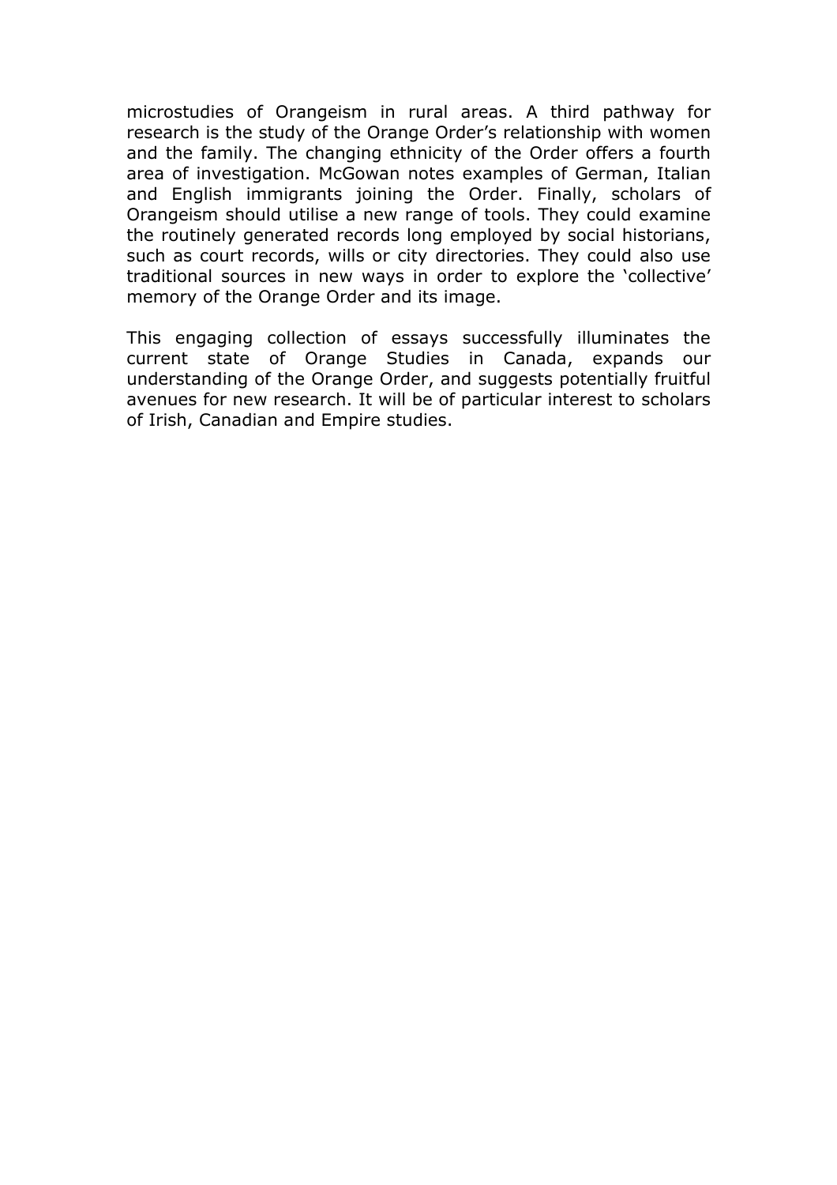microstudies of Orangeism in rural areas. A third pathway for research is the study of the Orange Order's relationship with women and the family. The changing ethnicity of the Order offers a fourth area of investigation. McGowan notes examples of German, Italian and English immigrants joining the Order. Finally, scholars of Orangeism should utilise a new range of tools. They could examine the routinely generated records long employed by social historians, such as court records, wills or city directories. They could also use traditional sources in new ways in order to explore the 'collective' memory of the Orange Order and its image.

This engaging collection of essays successfully illuminates the current state of Orange Studies in Canada, expands our understanding of the Orange Order, and suggests potentially fruitful avenues for new research. It will be of particular interest to scholars of Irish, Canadian and Empire studies.